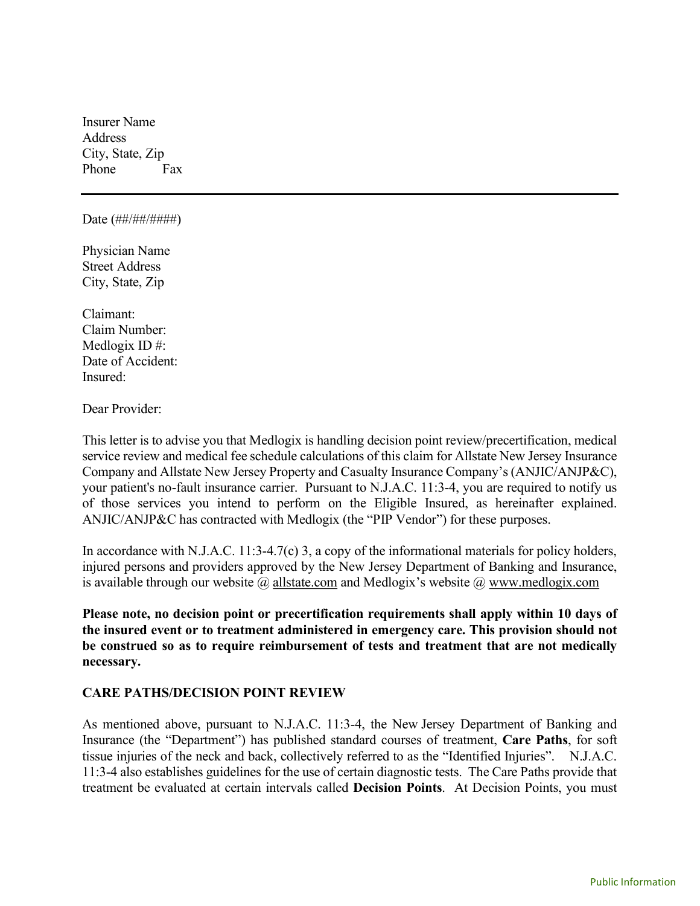Insurer Name
Address
City, State, Zip
Phone Fax

---

Date (##/##/####)

Physician Name
Street Address
City, State, Zip

Claimant:
Claim Number:
Medlogix ID #:
Date of Accident:
Insured:

Dear Provider:

This letter is to advise you that Medlogix is handling decision point review/precertification, medical service review and medical fee schedule calculations of this claim for Allstate New Jersey Insurance Company and Allstate New Jersey Property and Casualty Insurance Company's (ANJIC/ANJP&C), your patient's no-fault insurance carrier. Pursuant to N.J.A.C. 11:3-4, you are required to notify us of those services you intend to perform on the Eligible Insured, as hereinafter explained. ANJIC/ANJP&C has contracted with Medlogix (the "PIP Vendor") for these purposes.

In accordance with N.J.A.C. 11:3-4.7(c) 3, a copy of the informational materials for policy holders, injured persons and providers approved by the New Jersey Department of Banking and Insurance, is available through our website @ allstate.com and Medlogix's website @ www.medlogix.com

**Please note, no decision point or precertification requirements shall apply within 10 days of the insured event or to treatment administered in emergency care. This provision should not be construed so as to require reimbursement of tests and treatment that are not medically necessary.**

## CARE PATHS/DECISION POINT REVIEW

As mentioned above, pursuant to N.J.A.C. 11:3-4, the New Jersey Department of Banking and Insurance (the "Department") has published standard courses of treatment, **Care Paths**, for soft tissue injuries of the neck and back, collectively referred to as the "Identified Injuries". N.J.A.C. 11:3-4 also establishes guidelines for the use of certain diagnostic tests. The Care Paths provide that treatment be evaluated at certain intervals called **Decision Points**. At Decision Points, you must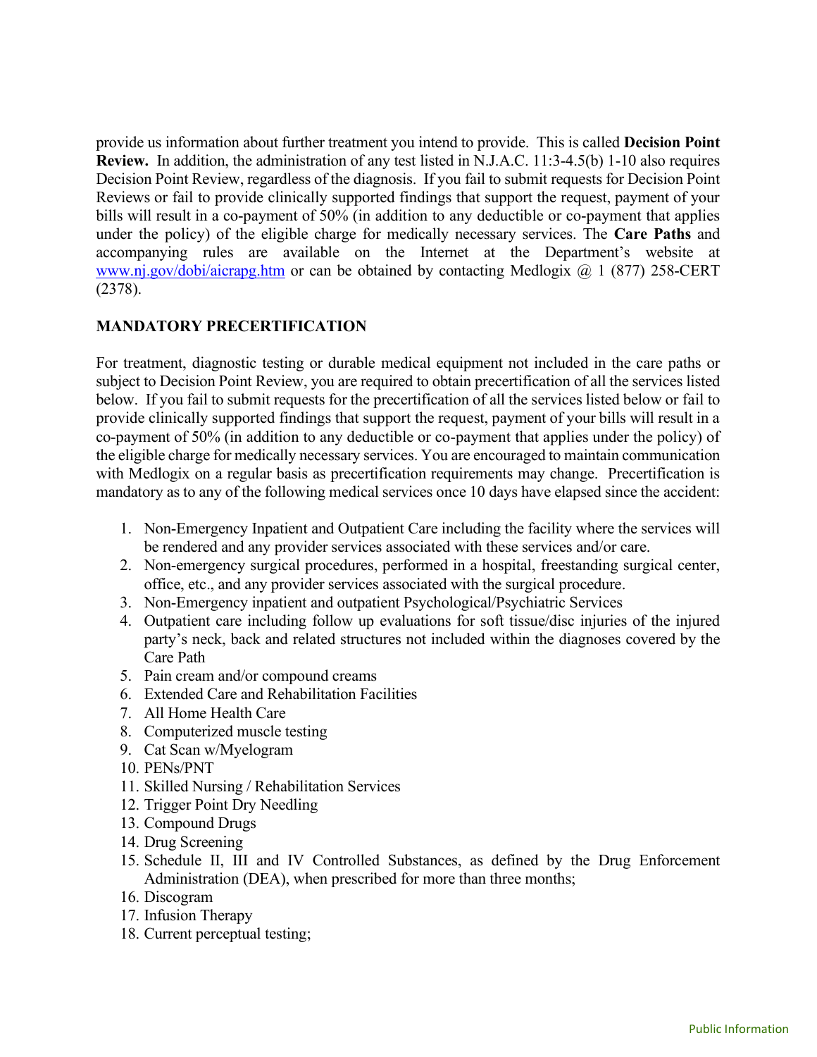provide us information about further treatment you intend to provide. This is called **Decision Point Review.** In addition, the administration of any test listed in N.J.A.C. 11:3-4.5(b) 1-10 also requires Decision Point Review, regardless of the diagnosis. If you fail to submit requests for Decision Point Reviews or fail to provide clinically supported findings that support the request, payment of your bills will result in a co-payment of 50% (in addition to any deductible or co-payment that applies under the policy) of the eligible charge for medically necessary services. The **Care Paths** and accompanying rules are available on the Internet at the Department's website at [www.nj.gov/dobi/aicrapg.htm](http://www.nj.gov/dobi/aicrapg.htm) or can be obtained by contacting Medlogix @ 1 (877) 258-CERT (2378).

## MANDATORY PRECERTIFICATION

For treatment, diagnostic testing or durable medical equipment not included in the care paths or subject to Decision Point Review, you are required to obtain precertification of all the services listed below. If you fail to submit requests for the precertification of all the services listed below or fail to provide clinically supported findings that support the request, payment of your bills will result in a co-payment of 50% (in addition to any deductible or co-payment that applies under the policy) of the eligible charge for medically necessary services. You are encouraged to maintain communication with Medlogix on a regular basis as precertification requirements may change. Precertification is mandatory as to any of the following medical services once 10 days have elapsed since the accident:

1. Non-Emergency Inpatient and Outpatient Care including the facility where the services will be rendered and any provider services associated with these services and/or care.
2. Non-emergency surgical procedures, performed in a hospital, freestanding surgical center, office, etc., and any provider services associated with the surgical procedure.
3. Non-Emergency inpatient and outpatient Psychological/Psychiatric Services
4. Outpatient care including follow up evaluations for soft tissue/disc injuries of the injured party's neck, back and related structures not included within the diagnoses covered by the Care Path
5. Pain cream and/or compound creams
6. Extended Care and Rehabilitation Facilities
7. All Home Health Care
8. Computerized muscle testing
9. Cat Scan w/Myelogram
10. PENs/PNT
11. Skilled Nursing / Rehabilitation Services
12. Trigger Point Dry Needling
13. Compound Drugs
14. Drug Screening
15. Schedule II, III and IV Controlled Substances, as defined by the Drug Enforcement Administration (DEA), when prescribed for more than three months;
16. Discogram
17. Infusion Therapy
18. Current perceptual testing;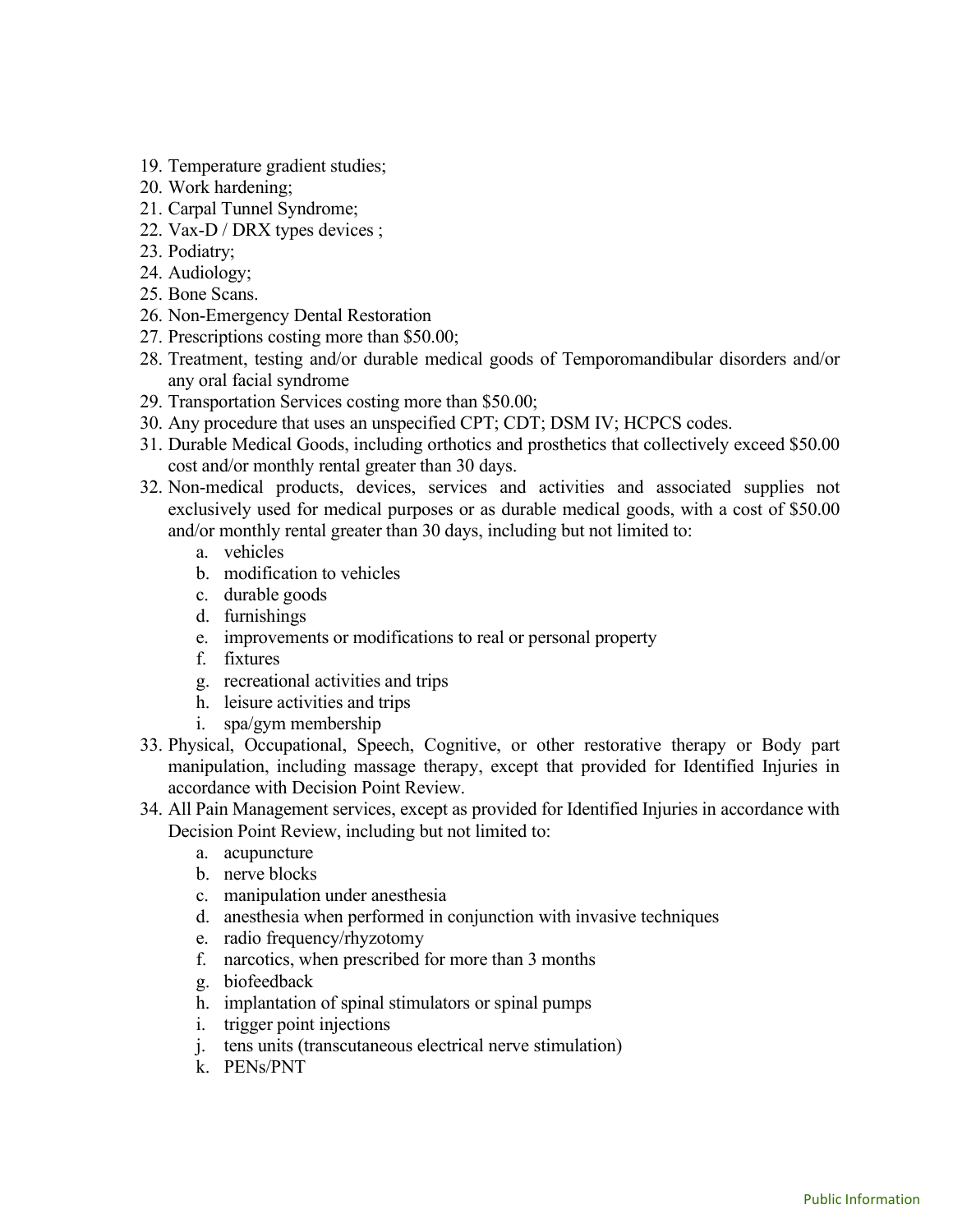19. Temperature gradient studies;
20. Work hardening;
21. Carpal Tunnel Syndrome;
22. Vax-D / DRX types devices ;
23. Podiatry;
24. Audiology;
25. Bone Scans.
26. Non-Emergency Dental Restoration
27. Prescriptions costing more than $50.00;
28. Treatment, testing and/or durable medical goods of Temporomandibular disorders and/or any oral facial syndrome
29. Transportation Services costing more than $50.00;
30. Any procedure that uses an unspecified CPT; CDT; DSM IV; HCPCS codes.
31. Durable Medical Goods, including orthotics and prosthetics that collectively exceed $50.00 cost and/or monthly rental greater than 30 days.
32. Non-medical products, devices, services and activities and associated supplies not exclusively used for medical purposes or as durable medical goods, with a cost of $50.00 and/or monthly rental greater than 30 days, including but not limited to:
    a. vehicles
    b. modification to vehicles
    c. durable goods
    d. furnishings
    e. improvements or modifications to real or personal property
    f. fixtures
    g. recreational activities and trips
    h. leisure activities and trips
    i. spa/gym membership
33. Physical, Occupational, Speech, Cognitive, or other restorative therapy or Body part manipulation, including massage therapy, except that provided for Identified Injuries in accordance with Decision Point Review.
34. All Pain Management services, except as provided for Identified Injuries in accordance with Decision Point Review, including but not limited to:
    a. acupuncture
    b. nerve blocks
    c. manipulation under anesthesia
    d. anesthesia when performed in conjunction with invasive techniques
    e. radio frequency/rhyzotomy
    f. narcotics, when prescribed for more than 3 months
    g. biofeedback
    h. implantation of spinal stimulators or spinal pumps
    i. trigger point injections
    j. tens units (transcutaneous electrical nerve stimulation)
    k. PENs/PNT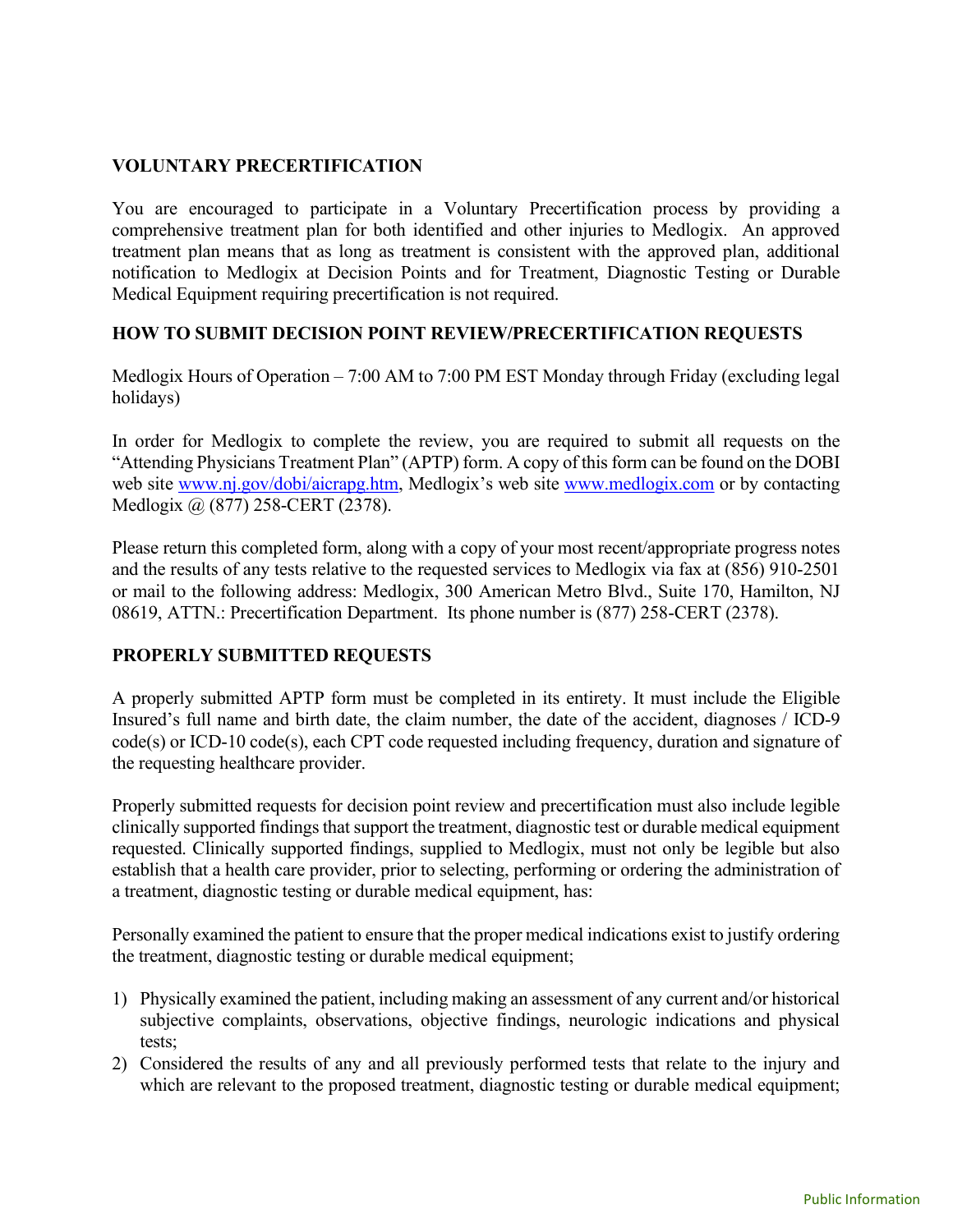## VOLUNTARY PRECERTIFICATION

You are encouraged to participate in a Voluntary Precertification process by providing a comprehensive treatment plan for both identified and other injuries to Medlogix. An approved treatment plan means that as long as treatment is consistent with the approved plan, additional notification to Medlogix at Decision Points and for Treatment, Diagnostic Testing or Durable Medical Equipment requiring precertification is not required.

## HOW TO SUBMIT DECISION POINT REVIEW/PRECERTIFICATION REQUESTS

Medlogix Hours of Operation – 7:00 AM to 7:00 PM EST Monday through Friday (excluding legal holidays)

In order for Medlogix to complete the review, you are required to submit all requests on the "Attending Physicians Treatment Plan" (APTP) form. A copy of this form can be found on the DOBI web site [www.nj.gov/dobi/aicrapg.htm](www.nj.gov/dobi/aicrapg.htm), Medlogix's web site [www.medlogix.com](www.medlogix.com) or by contacting Medlogix @ (877) 258-CERT (2378).

Please return this completed form, along with a copy of your most recent/appropriate progress notes and the results of any tests relative to the requested services to Medlogix via fax at (856) 910-2501 or mail to the following address: Medlogix, 300 American Metro Blvd., Suite 170, Hamilton, NJ 08619, ATTN.: Precertification Department. Its phone number is (877) 258-CERT (2378).

## PROPERLY SUBMITTED REQUESTS

A properly submitted APTP form must be completed in its entirety. It must include the Eligible Insured's full name and birth date, the claim number, the date of the accident, diagnoses / ICD-9 code(s) or ICD-10 code(s), each CPT code requested including frequency, duration and signature of the requesting healthcare provider.

Properly submitted requests for decision point review and precertification must also include legible clinically supported findings that support the treatment, diagnostic test or durable medical equipment requested. Clinically supported findings, supplied to Medlogix, must not only be legible but also establish that a health care provider, prior to selecting, performing or ordering the administration of a treatment, diagnostic testing or durable medical equipment, has:

Personally examined the patient to ensure that the proper medical indications exist to justify ordering the treatment, diagnostic testing or durable medical equipment;

1) Physically examined the patient, including making an assessment of any current and/or historical subjective complaints, observations, objective findings, neurologic indications and physical tests;
2) Considered the results of any and all previously performed tests that relate to the injury and which are relevant to the proposed treatment, diagnostic testing or durable medical equipment;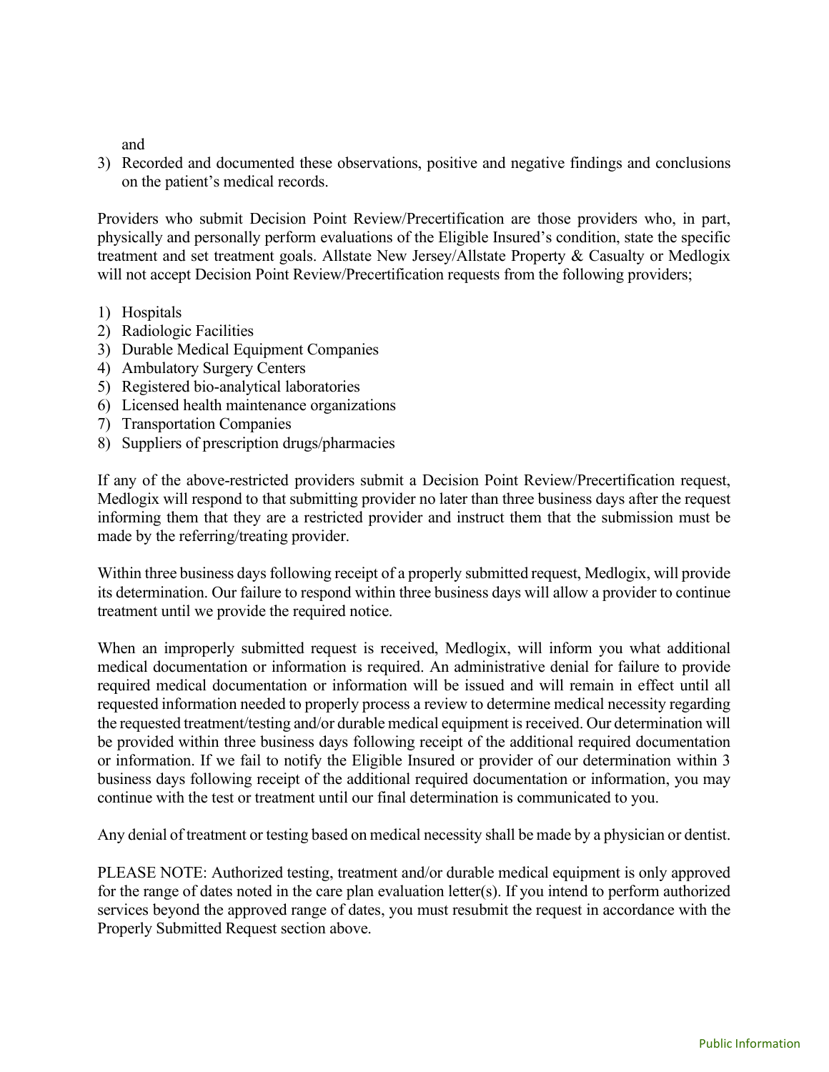and

3) Recorded and documented these observations, positive and negative findings and conclusions on the patient's medical records.

Providers who submit Decision Point Review/Precertification are those providers who, in part, physically and personally perform evaluations of the Eligible Insured's condition, state the specific treatment and set treatment goals. Allstate New Jersey/Allstate Property & Casualty or Medlogix will not accept Decision Point Review/Precertification requests from the following providers;

1) Hospitals
2) Radiologic Facilities
3) Durable Medical Equipment Companies
4) Ambulatory Surgery Centers
5) Registered bio-analytical laboratories
6) Licensed health maintenance organizations
7) Transportation Companies
8) Suppliers of prescription drugs/pharmacies

If any of the above-restricted providers submit a Decision Point Review/Precertification request, Medlogix will respond to that submitting provider no later than three business days after the request informing them that they are a restricted provider and instruct them that the submission must be made by the referring/treating provider.

Within three business days following receipt of a properly submitted request, Medlogix, will provide its determination. Our failure to respond within three business days will allow a provider to continue treatment until we provide the required notice.

When an improperly submitted request is received, Medlogix, will inform you what additional medical documentation or information is required. An administrative denial for failure to provide required medical documentation or information will be issued and will remain in effect until all requested information needed to properly process a review to determine medical necessity regarding the requested treatment/testing and/or durable medical equipment is received. Our determination will be provided within three business days following receipt of the additional required documentation or information. If we fail to notify the Eligible Insured or provider of our determination within 3 business days following receipt of the additional required documentation or information, you may continue with the test or treatment until our final determination is communicated to you.

Any denial of treatment or testing based on medical necessity shall be made by a physician or dentist.

PLEASE NOTE: Authorized testing, treatment and/or durable medical equipment is only approved for the range of dates noted in the care plan evaluation letter(s). If you intend to perform authorized services beyond the approved range of dates, you must resubmit the request in accordance with the Properly Submitted Request section above.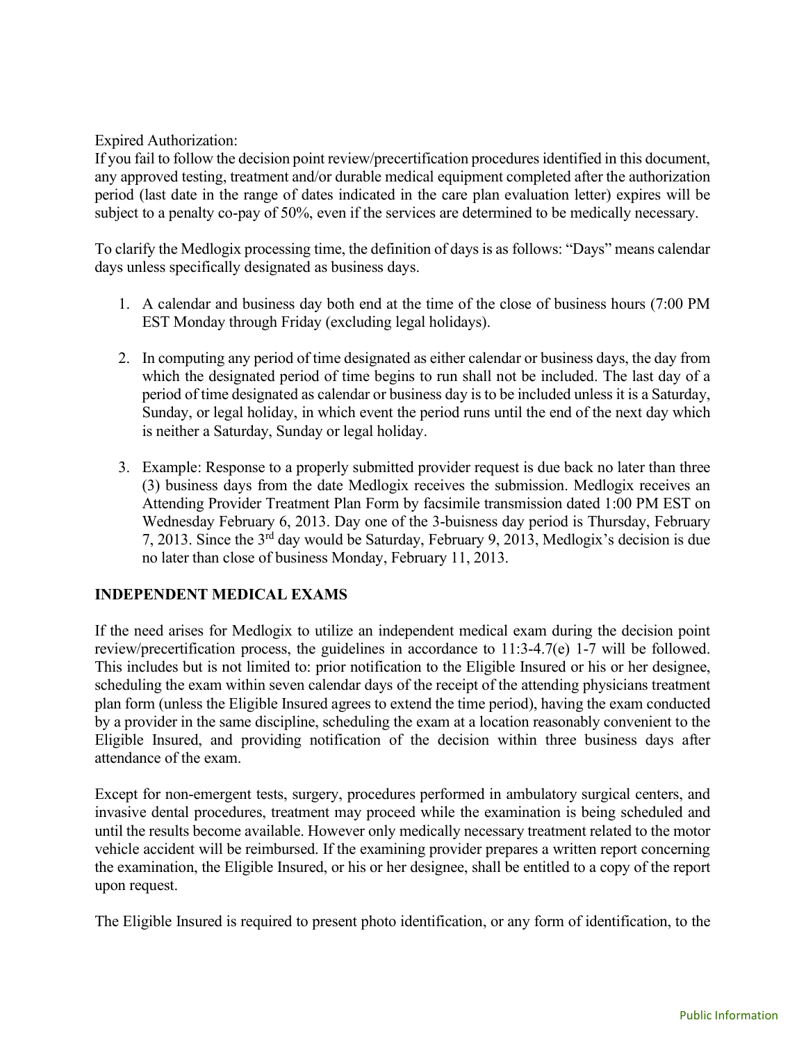Expired Authorization:
If you fail to follow the decision point review/precertification procedures identified in this document, any approved testing, treatment and/or durable medical equipment completed after the authorization period (last date in the range of dates indicated in the care plan evaluation letter) expires will be subject to a penalty co-pay of 50%, even if the services are determined to be medically necessary.

To clarify the Medlogix processing time, the definition of days is as follows: "Days" means calendar days unless specifically designated as business days.

1. A calendar and business day both end at the time of the close of business hours (7:00 PM EST Monday through Friday (excluding legal holidays).

2. In computing any period of time designated as either calendar or business days, the day from which the designated period of time begins to run shall not be included. The last day of a period of time designated as calendar or business day is to be included unless it is a Saturday, Sunday, or legal holiday, in which event the period runs until the end of the next day which is neither a Saturday, Sunday or legal holiday.

3. Example: Response to a properly submitted provider request is due back no later than three (3) business days from the date Medlogix receives the submission. Medlogix receives an Attending Provider Treatment Plan Form by facsimile transmission dated 1:00 PM EST on Wednesday February 6, 2013. Day one of the 3-buisness day period is Thursday, February 7, 2013. Since the 3rd day would be Saturday, February 9, 2013, Medlogix's decision is due no later than close of business Monday, February 11, 2013.

## INDEPENDENT MEDICAL EXAMS

If the need arises for Medlogix to utilize an independent medical exam during the decision point review/precertification process, the guidelines in accordance to 11:3-4.7(e) 1-7 will be followed. This includes but is not limited to: prior notification to the Eligible Insured or his or her designee, scheduling the exam within seven calendar days of the receipt of the attending physicians treatment plan form (unless the Eligible Insured agrees to extend the time period), having the exam conducted by a provider in the same discipline, scheduling the exam at a location reasonably convenient to the Eligible Insured, and providing notification of the decision within three business days after attendance of the exam.

Except for non-emergent tests, surgery, procedures performed in ambulatory surgical centers, and invasive dental procedures, treatment may proceed while the examination is being scheduled and until the results become available. However only medically necessary treatment related to the motor vehicle accident will be reimbursed. If the examining provider prepares a written report concerning the examination, the Eligible Insured, or his or her designee, shall be entitled to a copy of the report upon request.

The Eligible Insured is required to present photo identification, or any form of identification, to the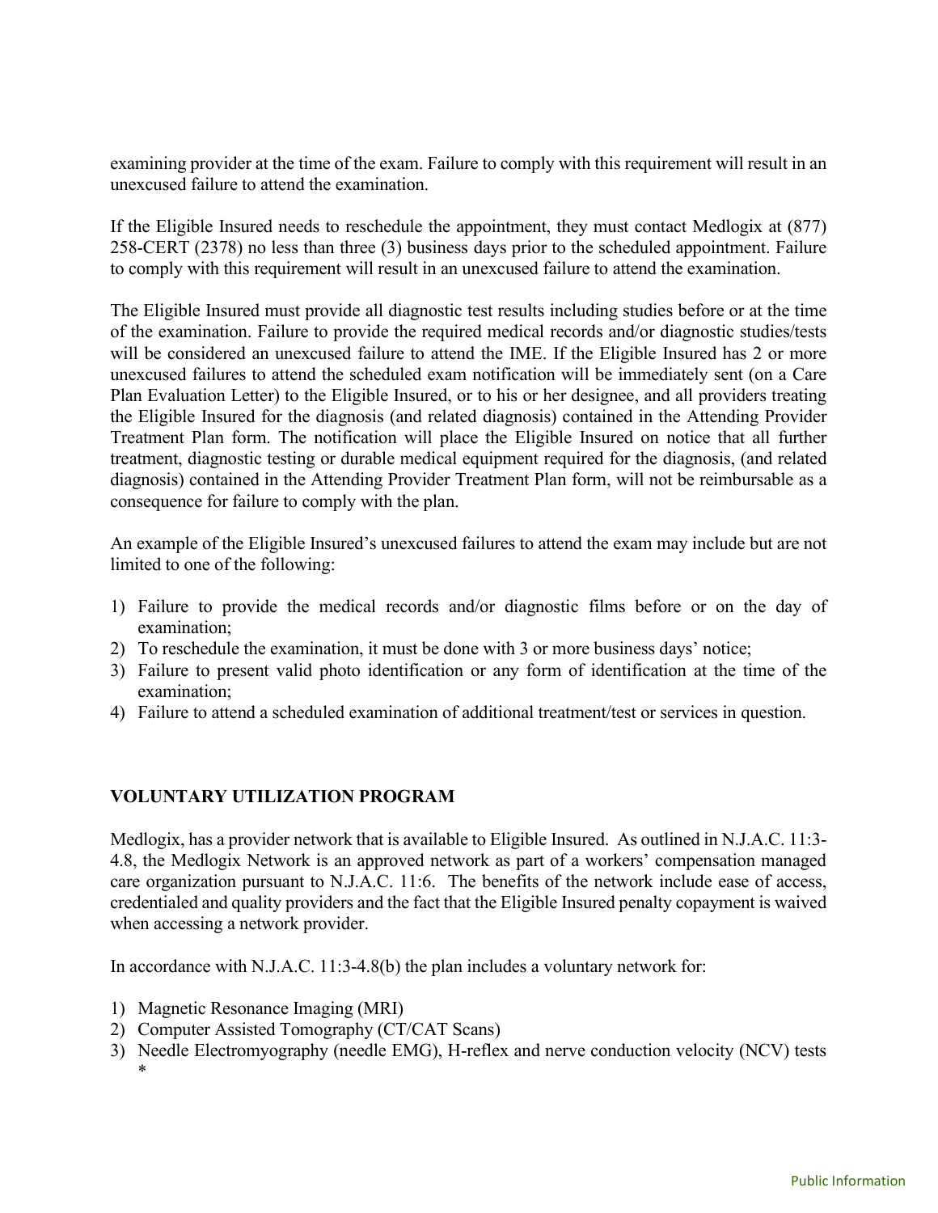examining provider at the time of the exam. Failure to comply with this requirement will result in an unexcused failure to attend the examination.

If the Eligible Insured needs to reschedule the appointment, they must contact Medlogix at (877) 258-CERT (2378) no less than three (3) business days prior to the scheduled appointment. Failure to comply with this requirement will result in an unexcused failure to attend the examination.

The Eligible Insured must provide all diagnostic test results including studies before or at the time of the examination. Failure to provide the required medical records and/or diagnostic studies/tests will be considered an unexcused failure to attend the IME. If the Eligible Insured has 2 or more unexcused failures to attend the scheduled exam notification will be immediately sent (on a Care Plan Evaluation Letter) to the Eligible Insured, or to his or her designee, and all providers treating the Eligible Insured for the diagnosis (and related diagnosis) contained in the Attending Provider Treatment Plan form. The notification will place the Eligible Insured on notice that all further treatment, diagnostic testing or durable medical equipment required for the diagnosis, (and related diagnosis) contained in the Attending Provider Treatment Plan form, will not be reimbursable as a consequence for failure to comply with the plan.

An example of the Eligible Insured's unexcused failures to attend the exam may include but are not limited to one of the following:

1) Failure to provide the medical records and/or diagnostic films before or on the day of examination;
2) To reschedule the examination, it must be done with 3 or more business days' notice;
3) Failure to present valid photo identification or any form of identification at the time of the examination;
4) Failure to attend a scheduled examination of additional treatment/test or services in question.

**VOLUNTARY UTILIZATION PROGRAM**

Medlogix, has a provider network that is available to Eligible Insured. As outlined in N.J.A.C. 11:3-4.8, the Medlogix Network is an approved network as part of a workers' compensation managed care organization pursuant to N.J.A.C. 11:6. The benefits of the network include ease of access, credentialed and quality providers and the fact that the Eligible Insured penalty copayment is waived when accessing a network provider.

In accordance with N.J.A.C. 11:3-4.8(b) the plan includes a voluntary network for:

1) Magnetic Resonance Imaging (MRI)
2) Computer Assisted Tomography (CT/CAT Scans)
3) Needle Electromyography (needle EMG), H-reflex and nerve conduction velocity (NCV) tests *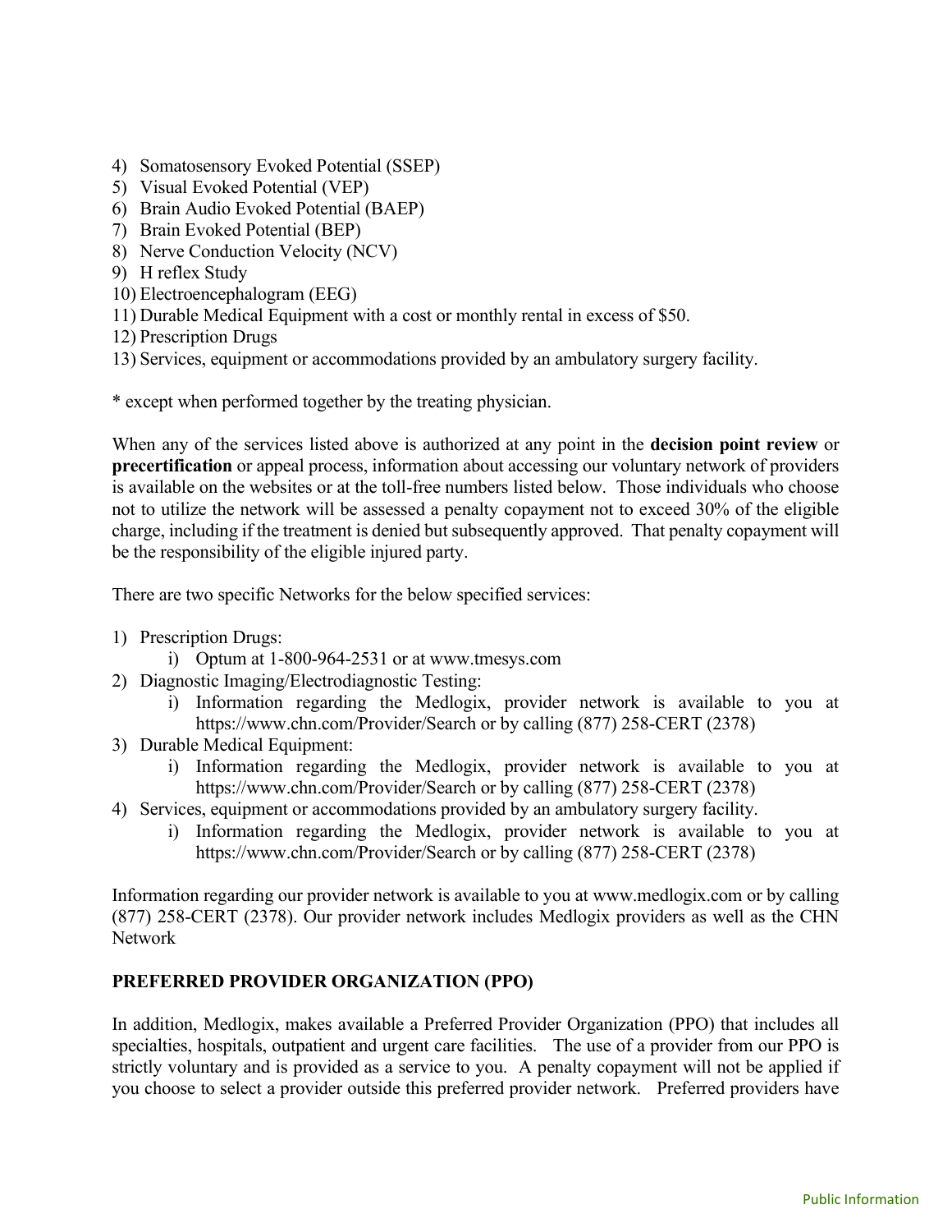4) Somatosensory Evoked Potential (SSEP)
5) Visual Evoked Potential (VEP)
6) Brain Audio Evoked Potential (BAEP)
7) Brain Evoked Potential (BEP)
8) Nerve Conduction Velocity (NCV)
9) H reflex Study
10) Electroencephalogram (EEG)
11) Durable Medical Equipment with a cost or monthly rental in excess of $50.
12) Prescription Drugs
13) Services, equipment or accommodations provided by an ambulatory surgery facility.

* except when performed together by the treating physician.

When any of the services listed above is authorized at any point in the **decision point review** or **precertification** or appeal process, information about accessing our voluntary network of providers is available on the websites or at the toll-free numbers listed below. Those individuals who choose not to utilize the network will be assessed a penalty copayment not to exceed 30% of the eligible charge, including if the treatment is denied but subsequently approved. That penalty copayment will be the responsibility of the eligible injured party.

There are two specific Networks for the below specified services:

1) Prescription Drugs:
   i) Optum at 1-800-964-2531 or at www.tmesys.com
2) Diagnostic Imaging/Electrodiagnostic Testing:
   i) Information regarding the Medlogix, provider network is available to you at https://www.chn.com/Provider/Search or by calling (877) 258-CERT (2378)
3) Durable Medical Equipment:
   i) Information regarding the Medlogix, provider network is available to you at https://www.chn.com/Provider/Search or by calling (877) 258-CERT (2378)
4) Services, equipment or accommodations provided by an ambulatory surgery facility.
   i) Information regarding the Medlogix, provider network is available to you at https://www.chn.com/Provider/Search or by calling (877) 258-CERT (2378)

Information regarding our provider network is available to you at www.medlogix.com or by calling (877) 258-CERT (2378). Our provider network includes Medlogix providers as well as the CHN Network

**PREFERRED PROVIDER ORGANIZATION (PPO)**

In addition, Medlogix, makes available a Preferred Provider Organization (PPO) that includes all specialties, hospitals, outpatient and urgent care facilities. The use of a provider from our PPO is strictly voluntary and is provided as a service to you. A penalty copayment will not be applied if you choose to select a provider outside this preferred provider network. Preferred providers have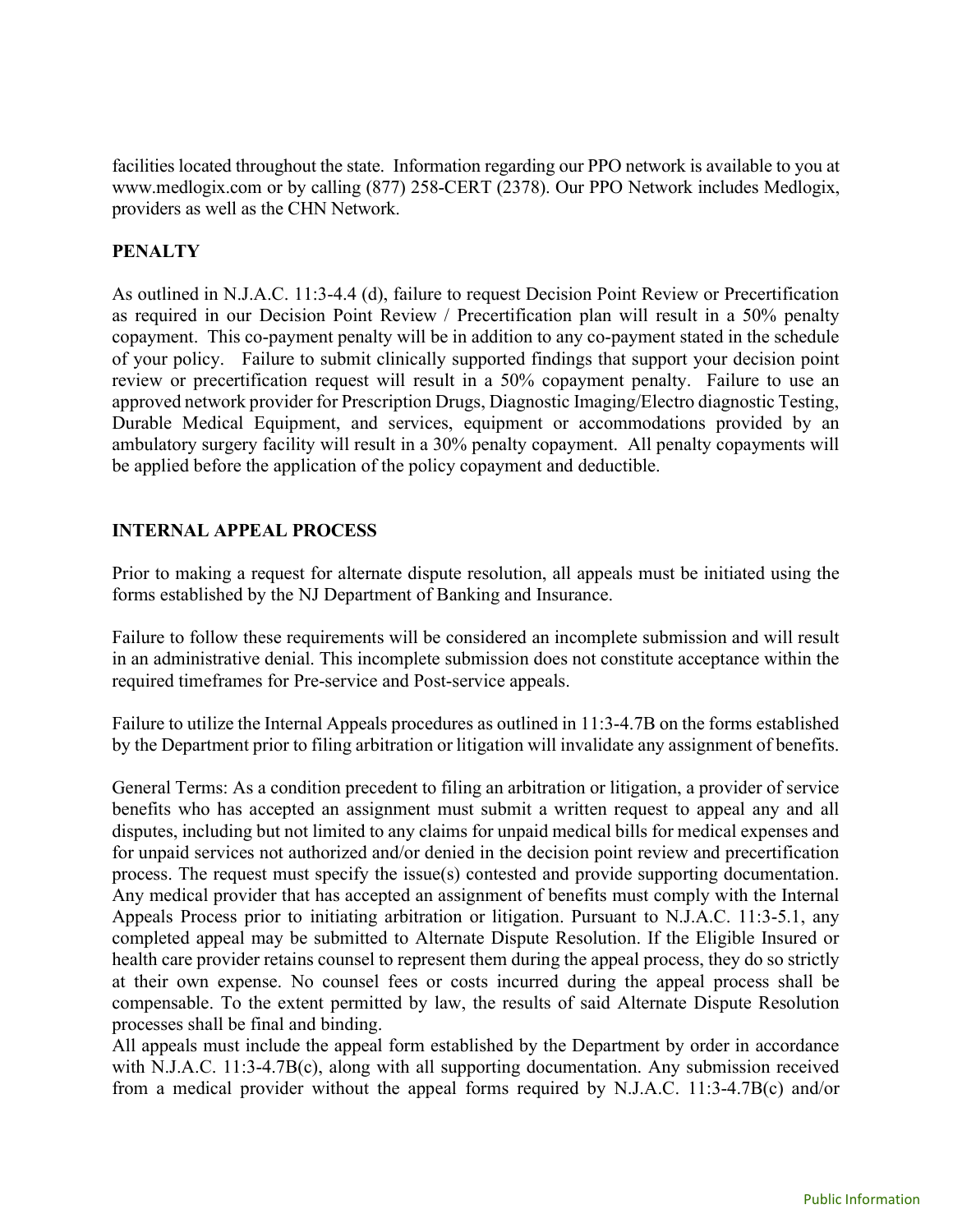facilities located throughout the state. Information regarding our PPO network is available to you at www.medlogix.com or by calling (877) 258-CERT (2378). Our PPO Network includes Medlogix, providers as well as the CHN Network.

**PENALTY**

As outlined in N.J.A.C. 11:3-4.4 (d), failure to request Decision Point Review or Precertification as required in our Decision Point Review / Precertification plan will result in a 50% penalty copayment. This co-payment penalty will be in addition to any co-payment stated in the schedule of your policy. Failure to submit clinically supported findings that support your decision point review or precertification request will result in a 50% copayment penalty. Failure to use an approved network provider for Prescription Drugs, Diagnostic Imaging/Electro diagnostic Testing, Durable Medical Equipment, and services, equipment or accommodations provided by an ambulatory surgery facility will result in a 30% penalty copayment. All penalty copayments will be applied before the application of the policy copayment and deductible.

**INTERNAL APPEAL PROCESS**

Prior to making a request for alternate dispute resolution, all appeals must be initiated using the forms established by the NJ Department of Banking and Insurance.

Failure to follow these requirements will be considered an incomplete submission and will result in an administrative denial. This incomplete submission does not constitute acceptance within the required timeframes for Pre-service and Post-service appeals.

Failure to utilize the Internal Appeals procedures as outlined in 11:3-4.7B on the forms established by the Department prior to filing arbitration or litigation will invalidate any assignment of benefits.

General Terms: As a condition precedent to filing an arbitration or litigation, a provider of service benefits who has accepted an assignment must submit a written request to appeal any and all disputes, including but not limited to any claims for unpaid medical bills for medical expenses and for unpaid services not authorized and/or denied in the decision point review and precertification process. The request must specify the issue(s) contested and provide supporting documentation. Any medical provider that has accepted an assignment of benefits must comply with the Internal Appeals Process prior to initiating arbitration or litigation. Pursuant to N.J.A.C. 11:3-5.1, any completed appeal may be submitted to Alternate Dispute Resolution. If the Eligible Insured or health care provider retains counsel to represent them during the appeal process, they do so strictly at their own expense. No counsel fees or costs incurred during the appeal process shall be compensable. To the extent permitted by law, the results of said Alternate Dispute Resolution processes shall be final and binding.
All appeals must include the appeal form established by the Department by order in accordance with N.J.A.C. 11:3-4.7B(c), along with all supporting documentation. Any submission received from a medical provider without the appeal forms required by N.J.A.C. 11:3-4.7B(c) and/or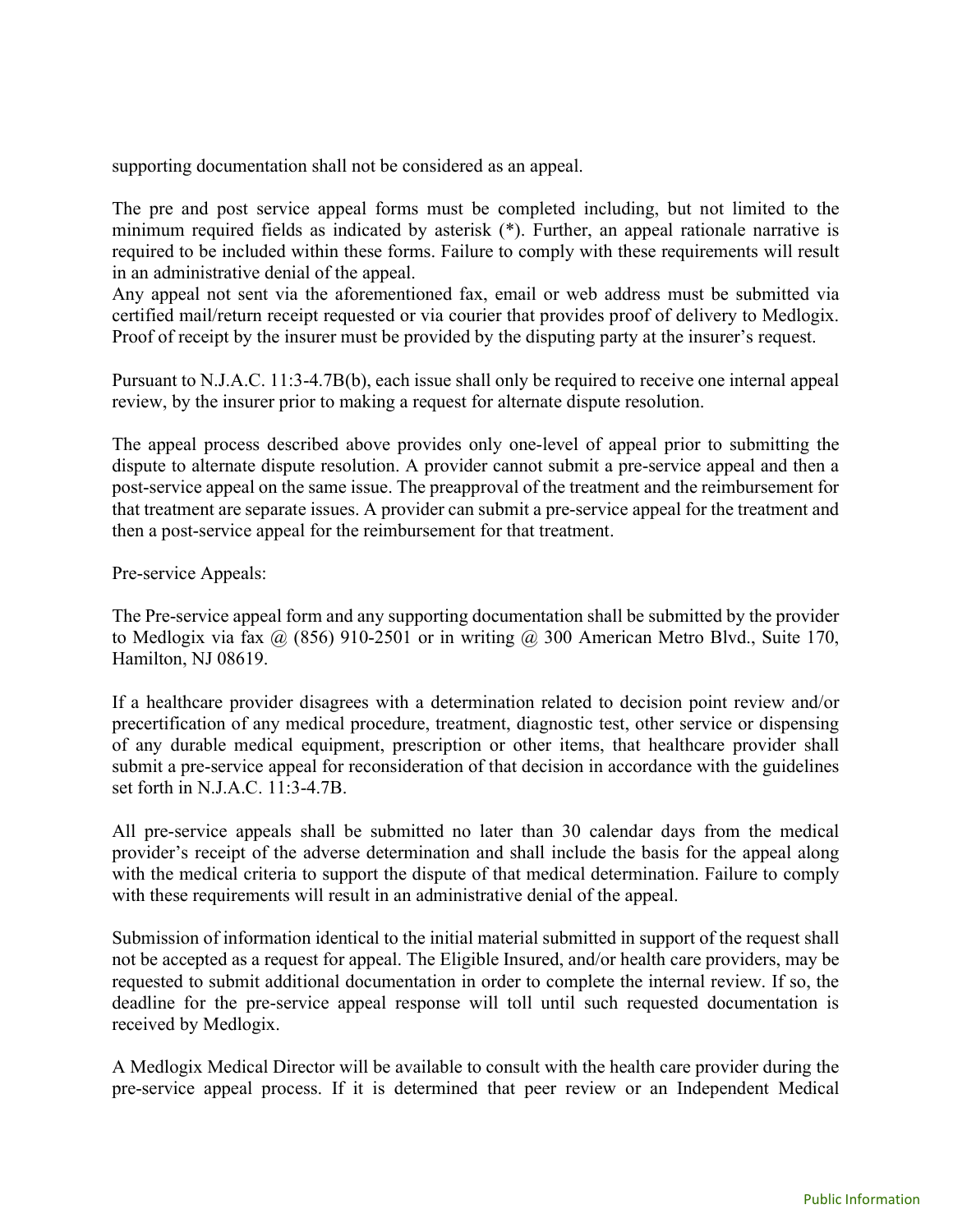supporting documentation shall not be considered as an appeal.

The pre and post service appeal forms must be completed including, but not limited to the minimum required fields as indicated by asterisk (*). Further, an appeal rationale narrative is required to be included within these forms. Failure to comply with these requirements will result in an administrative denial of the appeal.

Any appeal not sent via the aforementioned fax, email or web address must be submitted via certified mail/return receipt requested or via courier that provides proof of delivery to Medlogix. Proof of receipt by the insurer must be provided by the disputing party at the insurer's request.

Pursuant to N.J.A.C. 11:3-4.7B(b), each issue shall only be required to receive one internal appeal review, by the insurer prior to making a request for alternate dispute resolution.

The appeal process described above provides only one-level of appeal prior to submitting the dispute to alternate dispute resolution. A provider cannot submit a pre-service appeal and then a post-service appeal on the same issue. The preapproval of the treatment and the reimbursement for that treatment are separate issues. A provider can submit a pre-service appeal for the treatment and then a post-service appeal for the reimbursement for that treatment.

Pre-service Appeals:

The Pre-service appeal form and any supporting documentation shall be submitted by the provider to Medlogix via fax @ (856) 910-2501 or in writing @ 300 American Metro Blvd., Suite 170, Hamilton, NJ 08619.

If a healthcare provider disagrees with a determination related to decision point review and/or precertification of any medical procedure, treatment, diagnostic test, other service or dispensing of any durable medical equipment, prescription or other items, that healthcare provider shall submit a pre-service appeal for reconsideration of that decision in accordance with the guidelines set forth in N.J.A.C. 11:3-4.7B.

All pre-service appeals shall be submitted no later than 30 calendar days from the medical provider's receipt of the adverse determination and shall include the basis for the appeal along with the medical criteria to support the dispute of that medical determination. Failure to comply with these requirements will result in an administrative denial of the appeal.

Submission of information identical to the initial material submitted in support of the request shall not be accepted as a request for appeal. The Eligible Insured, and/or health care providers, may be requested to submit additional documentation in order to complete the internal review. If so, the deadline for the pre-service appeal response will toll until such requested documentation is received by Medlogix.

A Medlogix Medical Director will be available to consult with the health care provider during the pre-service appeal process. If it is determined that peer review or an Independent Medical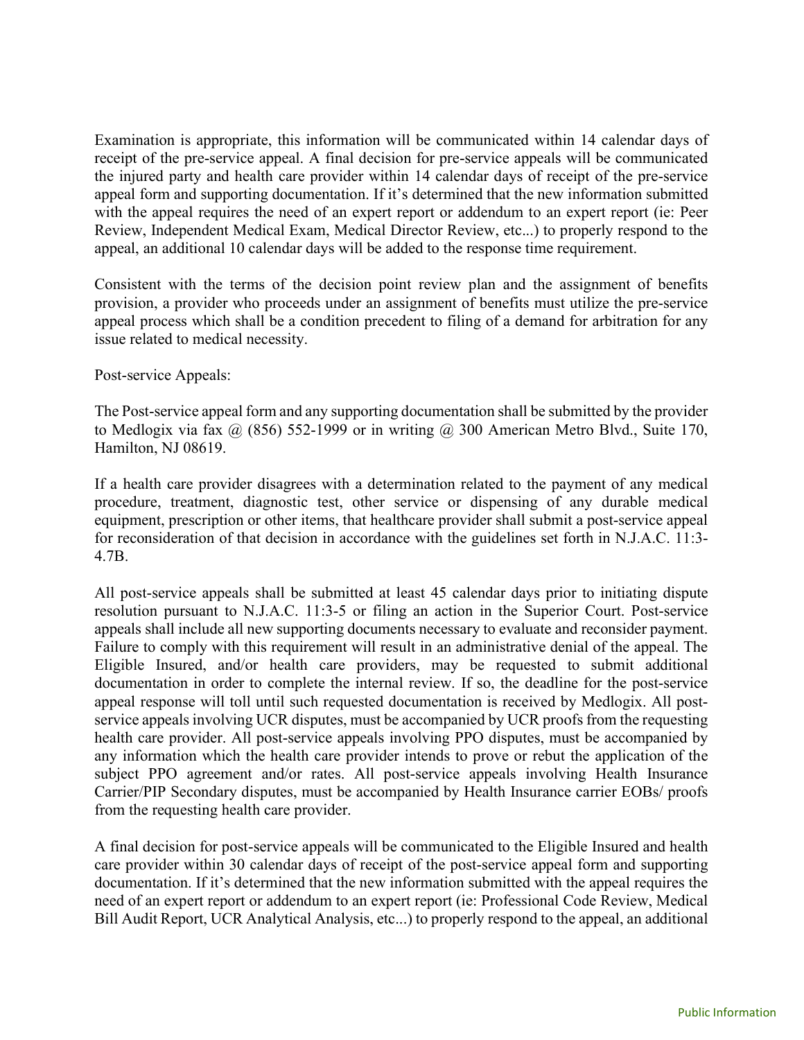Examination is appropriate, this information will be communicated within 14 calendar days of receipt of the pre-service appeal. A final decision for pre-service appeals will be communicated the injured party and health care provider within 14 calendar days of receipt of the pre-service appeal form and supporting documentation. If it's determined that the new information submitted with the appeal requires the need of an expert report or addendum to an expert report (ie: Peer Review, Independent Medical Exam, Medical Director Review, etc...) to properly respond to the appeal, an additional 10 calendar days will be added to the response time requirement.

Consistent with the terms of the decision point review plan and the assignment of benefits provision, a provider who proceeds under an assignment of benefits must utilize the pre-service appeal process which shall be a condition precedent to filing of a demand for arbitration for any issue related to medical necessity.

Post-service Appeals:

The Post-service appeal form and any supporting documentation shall be submitted by the provider to Medlogix via fax @ (856) 552-1999 or in writing @ 300 American Metro Blvd., Suite 170, Hamilton, NJ 08619.

If a health care provider disagrees with a determination related to the payment of any medical procedure, treatment, diagnostic test, other service or dispensing of any durable medical equipment, prescription or other items, that healthcare provider shall submit a post-service appeal for reconsideration of that decision in accordance with the guidelines set forth in N.J.A.C. 11:3-4.7B.

All post-service appeals shall be submitted at least 45 calendar days prior to initiating dispute resolution pursuant to N.J.A.C. 11:3-5 or filing an action in the Superior Court. Post-service appeals shall include all new supporting documents necessary to evaluate and reconsider payment. Failure to comply with this requirement will result in an administrative denial of the appeal. The Eligible Insured, and/or health care providers, may be requested to submit additional documentation in order to complete the internal review. If so, the deadline for the post-service appeal response will toll until such requested documentation is received by Medlogix. All post-service appeals involving UCR disputes, must be accompanied by UCR proofs from the requesting health care provider. All post-service appeals involving PPO disputes, must be accompanied by any information which the health care provider intends to prove or rebut the application of the subject PPO agreement and/or rates. All post-service appeals involving Health Insurance Carrier/PIP Secondary disputes, must be accompanied by Health Insurance carrier EOBs/ proofs from the requesting health care provider.

A final decision for post-service appeals will be communicated to the Eligible Insured and health care provider within 30 calendar days of receipt of the post-service appeal form and supporting documentation. If it's determined that the new information submitted with the appeal requires the need of an expert report or addendum to an expert report (ie: Professional Code Review, Medical Bill Audit Report, UCR Analytical Analysis, etc...) to properly respond to the appeal, an additional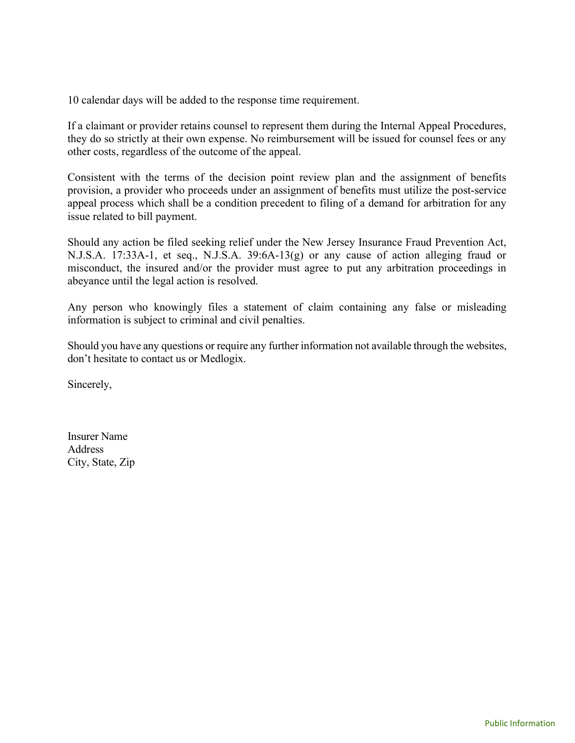10 calendar days will be added to the response time requirement.

If a claimant or provider retains counsel to represent them during the Internal Appeal Procedures, they do so strictly at their own expense. No reimbursement will be issued for counsel fees or any other costs, regardless of the outcome of the appeal.

Consistent with the terms of the decision point review plan and the assignment of benefits provision, a provider who proceeds under an assignment of benefits must utilize the post-service appeal process which shall be a condition precedent to filing of a demand for arbitration for any issue related to bill payment.

Should any action be filed seeking relief under the New Jersey Insurance Fraud Prevention Act, N.J.S.A. 17:33A-1, et seq., N.J.S.A. 39:6A-13(g) or any cause of action alleging fraud or misconduct, the insured and/or the provider must agree to put any arbitration proceedings in abeyance until the legal action is resolved.

Any person who knowingly files a statement of claim containing any false or misleading information is subject to criminal and civil penalties.

Should you have any questions or require any further information not available through the websites, don't hesitate to contact us or Medlogix.

Sincerely,

Insurer Name
Address
City, State, Zip

Public Information